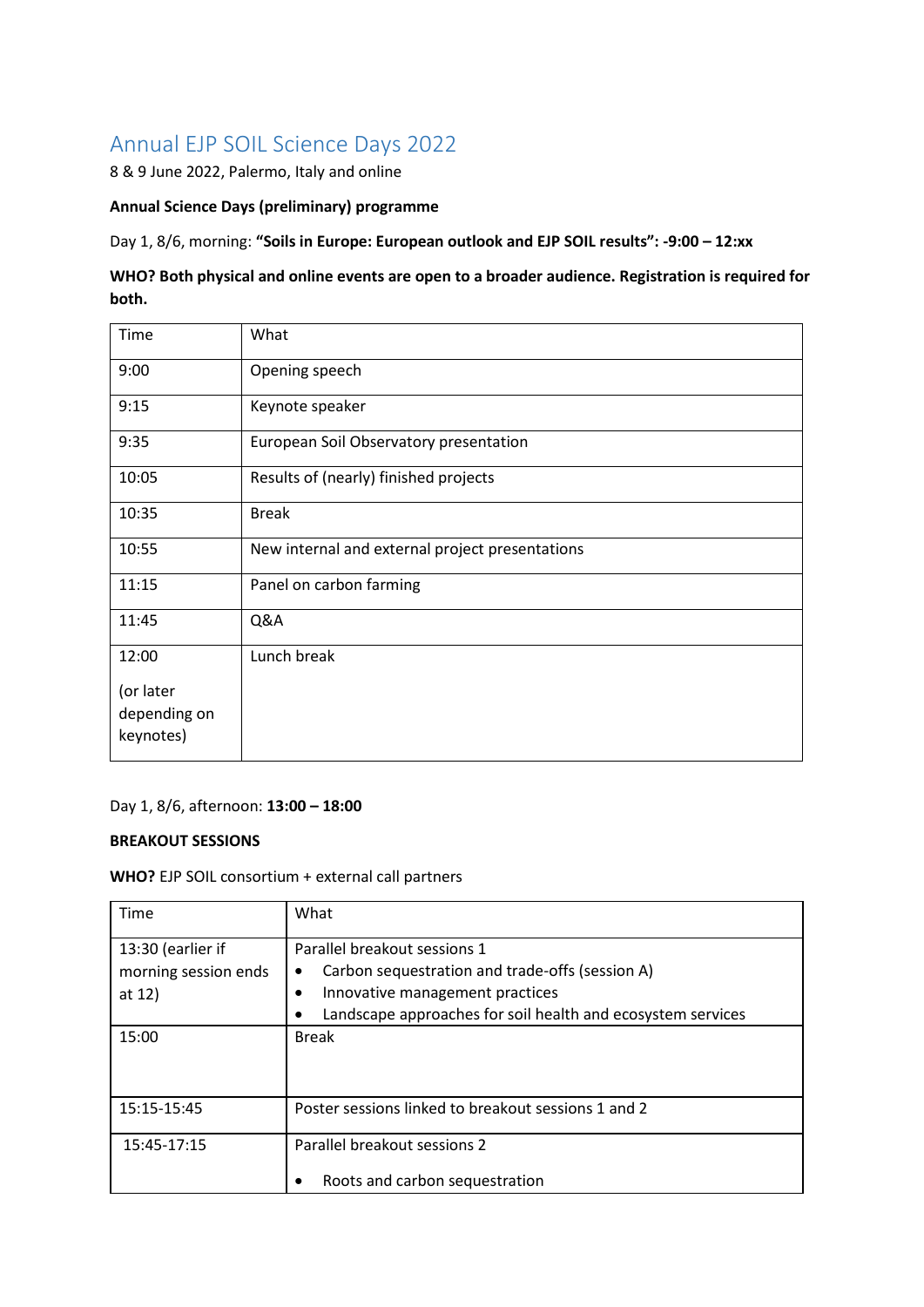# Annual EJP SOIL Science Days 2022

8 & 9 June 2022, Palermo, Italy and online

**Annual Science Days (preliminary) programme**

Day 1, 8/6, morning: **"Soils in Europe: European outlook and EJP SOIL results": -9:00 – 12:xx**

**WHO? Both physical and online events are open to a broader audience. Registration is required for both.**

| Time | What |
|---|---|
| 9:00 | Opening speech |
| 9:15 | Keynote speaker |
| 9:35 | European Soil Observatory presentation |
| 10:05 | Results of (nearly) finished projects |
| 10:35 | Break |
| 10:55 | New internal and external project presentations |
| 11:15 | Panel on carbon farming |
| 11:45 | Q&A |
| 12:00<br><br>(or later depending on keynotes) | Lunch break |

Day 1, 8/6, afternoon: **13:00 – 18:00**

**BREAKOUT SESSIONS**

**WHO?** EJP SOIL consortium + external call partners

| Time | What |
|---|---|
| 13:30 (earlier if morning session ends at 12) | Parallel breakout sessions 1<br>• Carbon sequestration and trade-offs (session A)<br>• Innovative management practices<br>• Landscape approaches for soil health and ecosystem services |
| 15:00 | Break |
| 15:15-15:45 | Poster sessions linked to breakout sessions 1 and 2 |
| 15:45-17:15 | Parallel breakout sessions 2<br><br>• Roots and carbon sequestration |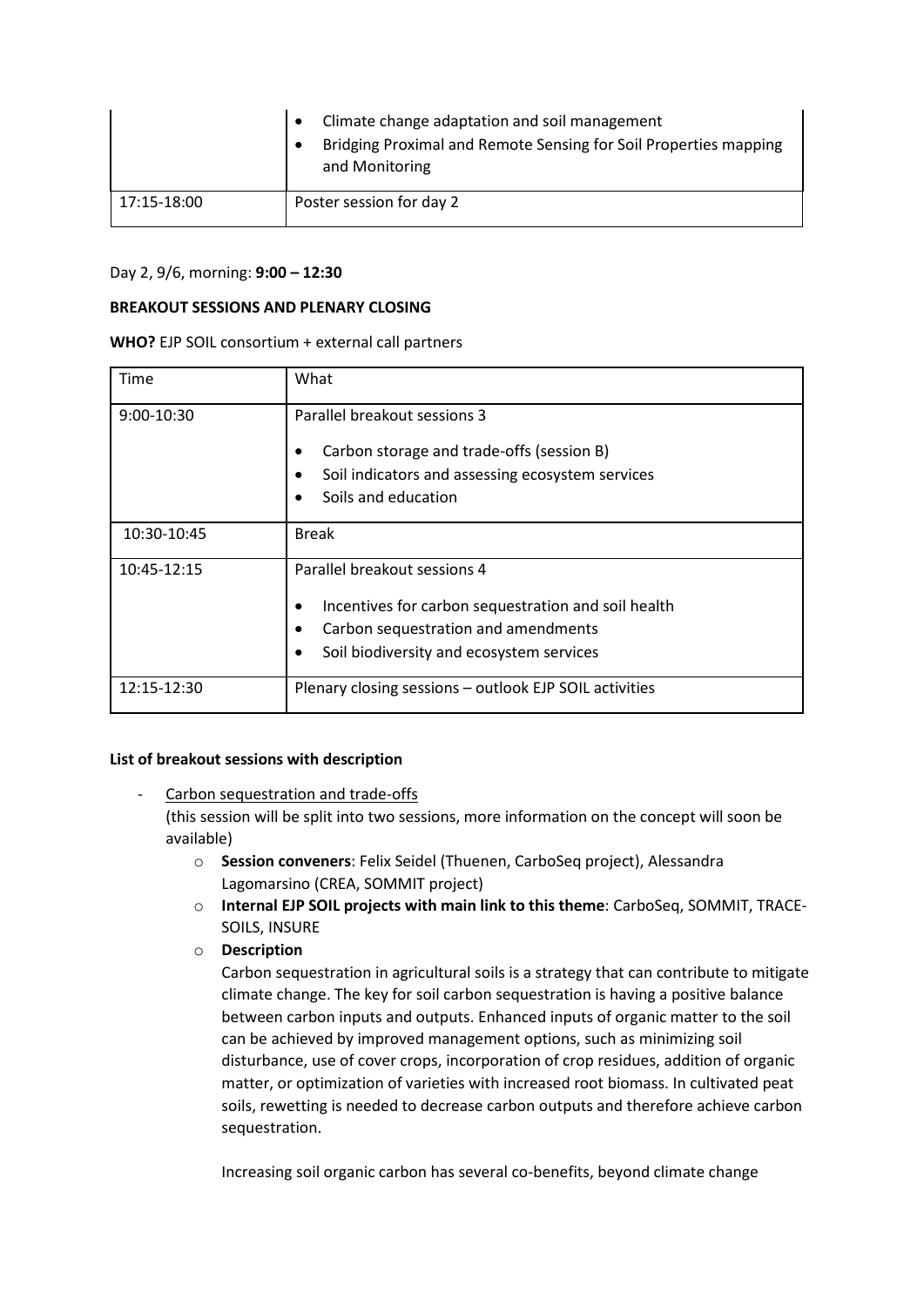| | |
|---|---|
| | • Climate change adaptation and soil management<br>• Bridging Proximal and Remote Sensing for Soil Properties mapping and Monitoring |
| 17:15-18:00 | Poster session for day 2 |

Day 2, 9/6, morning: **9:00 – 12:30**

**BREAKOUT SESSIONS AND PLENARY CLOSING**

**WHO?** EJP SOIL consortium + external call partners

| Time | What |
|---|---|
| 9:00-10:30 | Parallel breakout sessions 3<br>• Carbon storage and trade-offs (session B)<br>• Soil indicators and assessing ecosystem services<br>• Soils and education |
| 10:30-10:45 | Break |
| 10:45-12:15 | Parallel breakout sessions 4<br>• Incentives for carbon sequestration and soil health<br>• Carbon sequestration and amendments<br>• Soil biodiversity and ecosystem services |
| 12:15-12:30 | Plenary closing sessions – outlook EJP SOIL activities |

**List of breakout sessions with description**

- Carbon sequestration and trade-offs
  (this session will be split into two sessions, more information on the concept will soon be available)
    - **Session conveners**: Felix Seidel (Thuenen, CarboSeq project), Alessandra Lagomarsino (CREA, SOMMIT project)
    - **Internal EJP SOIL projects with main link to this theme**: CarboSeq, SOMMIT, TRACE-SOILS, INSURE
    - **Description**

      Carbon sequestration in agricultural soils is a strategy that can contribute to mitigate climate change. The key for soil carbon sequestration is having a positive balance between carbon inputs and outputs. Enhanced inputs of organic matter to the soil can be achieved by improved management options, such as minimizing soil disturbance, use of cover crops, incorporation of crop residues, addition of organic matter, or optimization of varieties with increased root biomass. In cultivated peat soils, rewetting is needed to decrease carbon outputs and therefore achieve carbon sequestration.

      Increasing soil organic carbon has several co-benefits, beyond climate change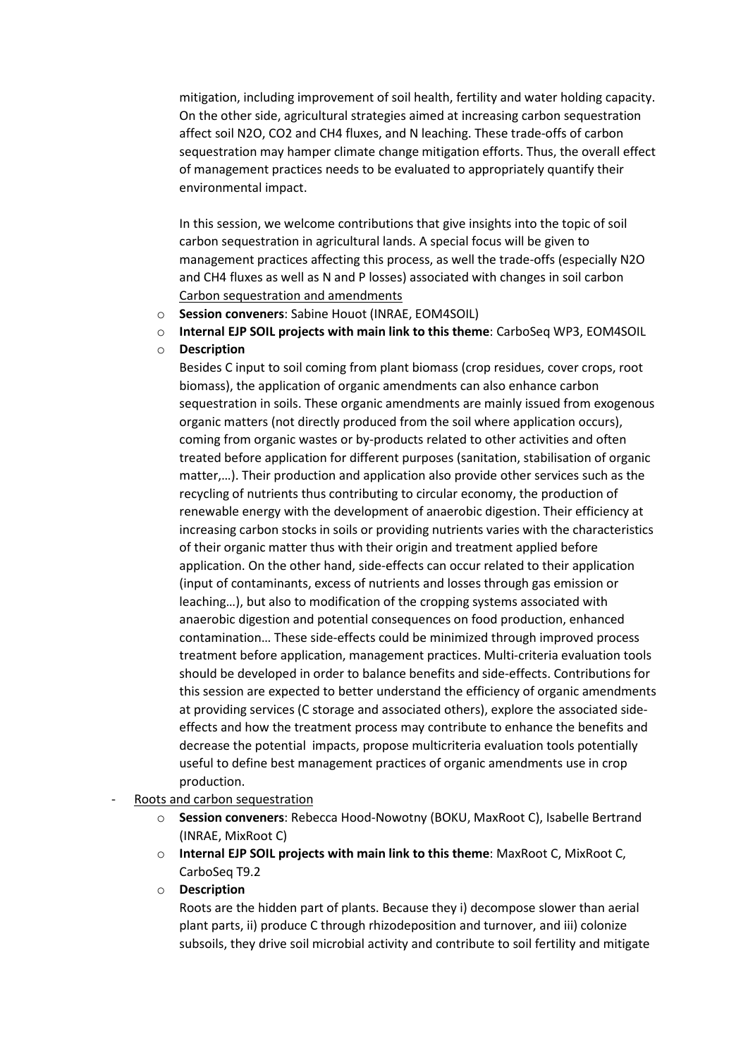mitigation, including improvement of soil health, fertility and water holding capacity. On the other side, agricultural strategies aimed at increasing carbon sequestration affect soil $N_2O$, $CO_2$ and $CH_4$ fluxes, and N leaching. These trade-offs of carbon sequestration may hamper climate change mitigation efforts. Thus, the overall effect of management practices needs to be evaluated to appropriately quantify their environmental impact.

In this session, we welcome contributions that give insights into the topic of soil carbon sequestration in agricultural lands. A special focus will be given to management practices affecting this process, as well the trade-offs (especially $N_2O$ and $CH_4$ fluxes as well as N and P losses) associated with changes in soil carbon

Carbon sequestration and amendments

- **Session conveners**: Sabine Houot (INRAE, EOM4SOIL)
- **Internal EJP SOIL projects with main link to this theme**: CarboSeq WP3, EOM4SOIL
- **Description**

Besides C input to soil coming from plant biomass (crop residues, cover crops, root biomass), the application of organic amendments can also enhance carbon sequestration in soils. These organic amendments are mainly issued from exogenous organic matters (not directly produced from the soil where application occurs), coming from organic wastes or by-products related to other activities and often treated before application for different purposes (sanitation, stabilisation of organic matter,…). Their production and application also provide other services such as the recycling of nutrients thus contributing to circular economy, the production of renewable energy with the development of anaerobic digestion. Their efficiency at increasing carbon stocks in soils or providing nutrients varies with the characteristics of their organic matter thus with their origin and treatment applied before application. On the other hand, side-effects can occur related to their application (input of contaminants, excess of nutrients and losses through gas emission or leaching…), but also to modification of the cropping systems associated with anaerobic digestion and potential consequences on food production, enhanced contamination… These side-effects could be minimized through improved process treatment before application, management practices. Multi-criteria evaluation tools should be developed in order to balance benefits and side-effects. Contributions for this session are expected to better understand the efficiency of organic amendments at providing services (C storage and associated others), explore the associated side-effects and how the treatment process may contribute to enhance the benefits and decrease the potential impacts, propose multicriteria evaluation tools potentially useful to define best management practices of organic amendments use in crop production.

- Roots and carbon sequestration
  - **Session conveners**: Rebecca Hood-Nowotny (BOKU, MaxRoot C), Isabelle Bertrand (INRAE, MixRoot C)
  - **Internal EJP SOIL projects with main link to this theme**: MaxRoot C, MixRoot C, CarboSeq T9.2
  - **Description**

Roots are the hidden part of plants. Because they i) decompose slower than aerial plant parts, ii) produce C through rhizodeposition and turnover, and iii) colonize subsoils, they drive soil microbial activity and contribute to soil fertility and mitigate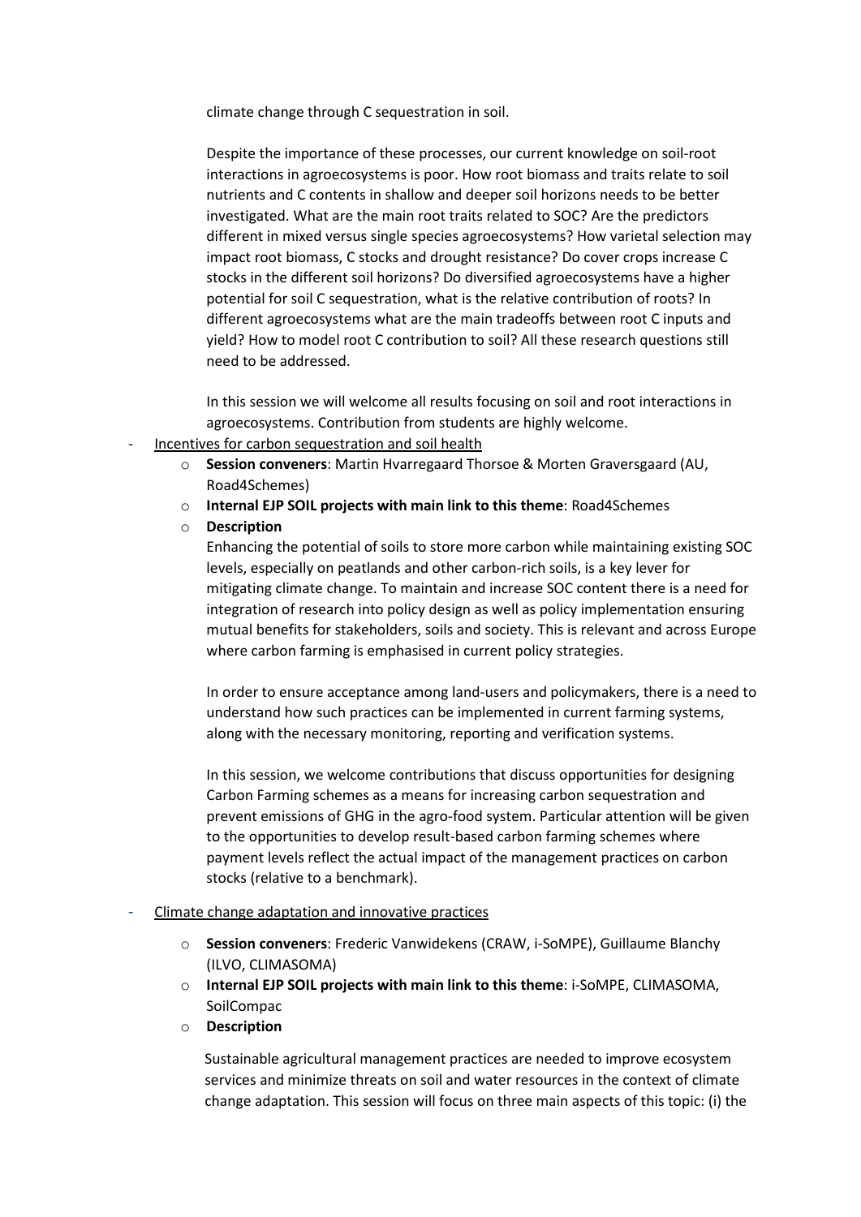climate change through C sequestration in soil.

Despite the importance of these processes, our current knowledge on soil-root interactions in agroecosystems is poor. How root biomass and traits relate to soil nutrients and C contents in shallow and deeper soil horizons needs to be better investigated. What are the main root traits related to SOC? Are the predictors different in mixed versus single species agroecosystems? How varietal selection may impact root biomass, C stocks and drought resistance? Do cover crops increase C stocks in the different soil horizons? Do diversified agroecosystems have a higher potential for soil C sequestration, what is the relative contribution of roots? In different agroecosystems what are the main tradeoffs between root C inputs and yield? How to model root C contribution to soil? All these research questions still need to be addressed.

In this session we will welcome all results focusing on soil and root interactions in agroecosystems. Contribution from students are highly welcome.

- Incentives for carbon sequestration and soil health
    - **Session conveners**: Martin Hvarregaard Thorsoe & Morten Graversgaard (AU, Road4Schemes)
    - **Internal EJP SOIL projects with main link to this theme**: Road4Schemes
    - **Description**

      Enhancing the potential of soils to store more carbon while maintaining existing SOC levels, especially on peatlands and other carbon-rich soils, is a key lever for mitigating climate change. To maintain and increase SOC content there is a need for integration of research into policy design as well as policy implementation ensuring mutual benefits for stakeholders, soils and society. This is relevant and across Europe where carbon farming is emphasised in current policy strategies.

      In order to ensure acceptance among land-users and policymakers, there is a need to understand how such practices can be implemented in current farming systems, along with the necessary monitoring, reporting and verification systems.

      In this session, we welcome contributions that discuss opportunities for designing Carbon Farming schemes as a means for increasing carbon sequestration and prevent emissions of GHG in the agro-food system. Particular attention will be given to the opportunities to develop result-based carbon farming schemes where payment levels reflect the actual impact of the management practices on carbon stocks (relative to a benchmark).

- Climate change adaptation and innovative practices
    - **Session conveners**: Frederic Vanwidekens (CRAW, i-SoMPE), Guillaume Blanchy (ILVO, CLIMASOMA)
    - **Internal EJP SOIL projects with main link to this theme**: i-SoMPE, CLIMASOMA, SoilCompac
    - **Description**

      Sustainable agricultural management practices are needed to improve ecosystem services and minimize threats on soil and water resources in the context of climate change adaptation. This session will focus on three main aspects of this topic: (i) the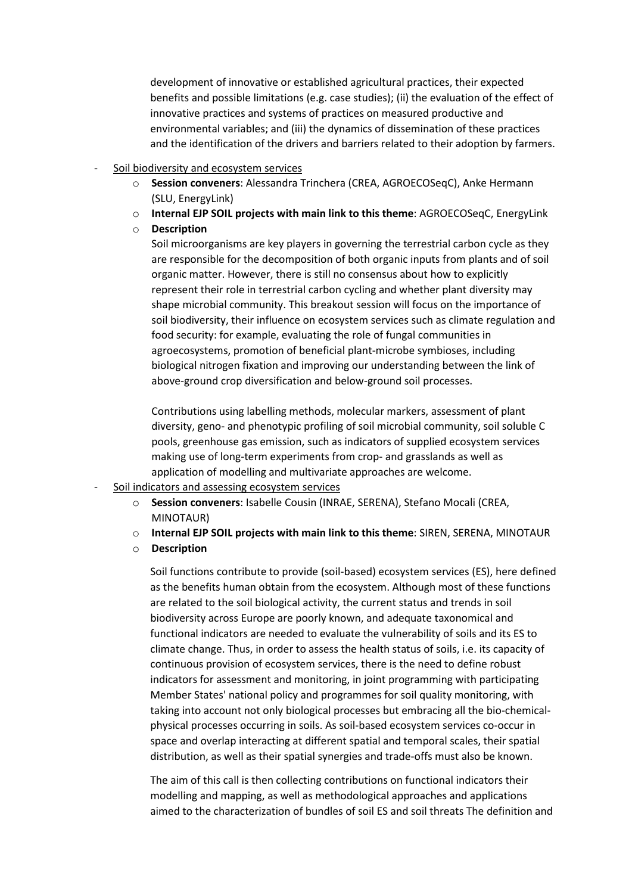development of innovative or established agricultural practices, their expected benefits and possible limitations (e.g. case studies); (ii) the evaluation of the effect of innovative practices and systems of practices on measured productive and environmental variables; and (iii) the dynamics of dissemination of these practices and the identification of the drivers and barriers related to their adoption by farmers.

- Soil biodiversity and ecosystem services
  - **Session conveners**: Alessandra Trinchera (CREA, AGROECOSeqC), Anke Hermann (SLU, EnergyLink)
  - **Internal EJP SOIL projects with main link to this theme**: AGROECOSeqC, EnergyLink
  - **Description**

    Soil microorganisms are key players in governing the terrestrial carbon cycle as they are responsible for the decomposition of both organic inputs from plants and of soil organic matter. However, there is still no consensus about how to explicitly represent their role in terrestrial carbon cycling and whether plant diversity may shape microbial community. This breakout session will focus on the importance of soil biodiversity, their influence on ecosystem services such as climate regulation and food security: for example, evaluating the role of fungal communities in agroecosystems, promotion of beneficial plant-microbe symbioses, including biological nitrogen fixation and improving our understanding between the link of above-ground crop diversification and below-ground soil processes.

    Contributions using labelling methods, molecular markers, assessment of plant diversity, geno- and phenotypic profiling of soil microbial community, soil soluble C pools, greenhouse gas emission, such as indicators of supplied ecosystem services making use of long-term experiments from crop- and grasslands as well as application of modelling and multivariate approaches are welcome.

- Soil indicators and assessing ecosystem services
  - **Session conveners**: Isabelle Cousin (INRAE, SERENA), Stefano Mocali (CREA, MINOTAUR)
  - **Internal EJP SOIL projects with main link to this theme**: SIREN, SERENA, MINOTAUR
  - **Description**

    Soil functions contribute to provide (soil-based) ecosystem services (ES), here defined as the benefits human obtain from the ecosystem. Although most of these functions are related to the soil biological activity, the current status and trends in soil biodiversity across Europe are poorly known, and adequate taxonomical and functional indicators are needed to evaluate the vulnerability of soils and its ES to climate change. Thus, in order to assess the health status of soils, i.e. its capacity of continuous provision of ecosystem services, there is the need to define robust indicators for assessment and monitoring, in joint programming with participating Member States' national policy and programmes for soil quality monitoring, with taking into account not only biological processes but embracing all the bio-chemical-physical processes occurring in soils. As soil-based ecosystem services co-occur in space and overlap interacting at different spatial and temporal scales, their spatial distribution, as well as their spatial synergies and trade-offs must also be known.

    The aim of this call is then collecting contributions on functional indicators their modelling and mapping, as well as methodological approaches and applications aimed to the characterization of bundles of soil ES and soil threats The definition and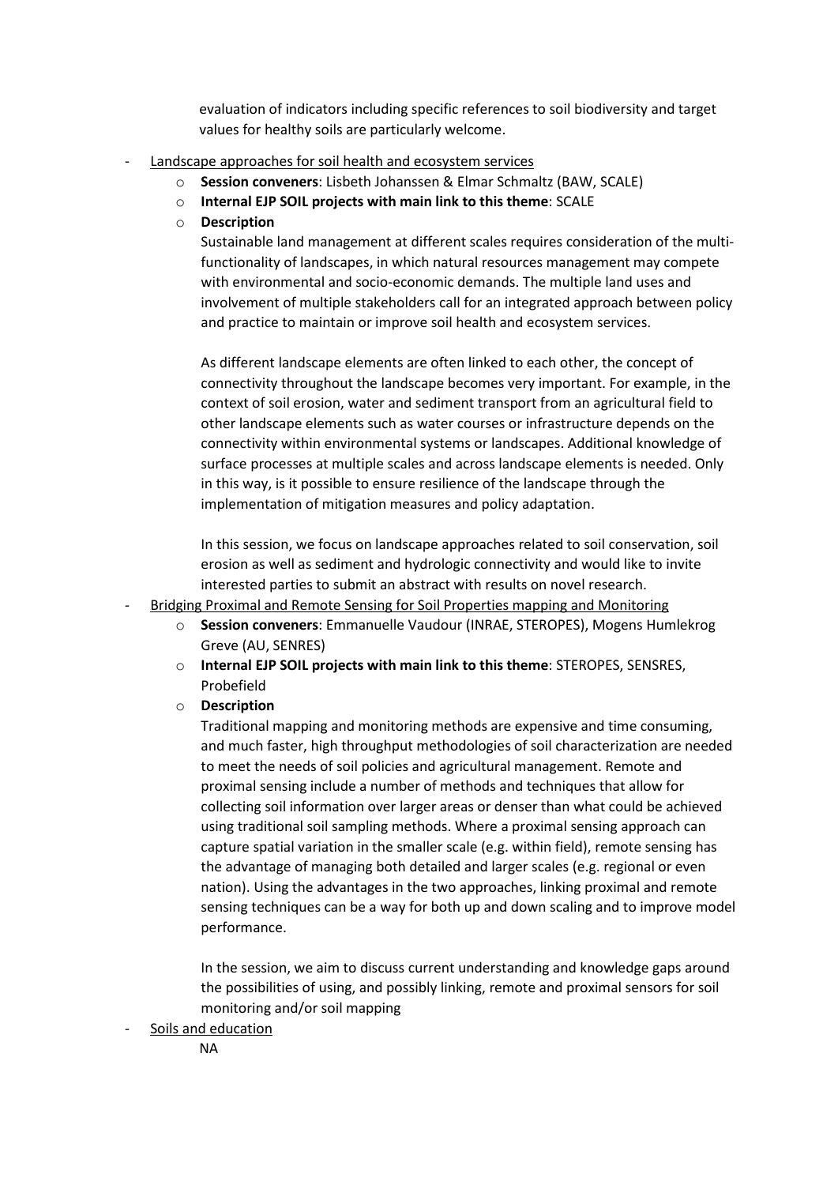evaluation of indicators including specific references to soil biodiversity and target values for healthy soils are particularly welcome.

- Landscape approaches for soil health and ecosystem services
  - **Session conveners**: Lisbeth Johanssen & Elmar Schmaltz (BAW, SCALE)
  - **Internal EJP SOIL projects with main link to this theme**: SCALE
  - **Description**

    Sustainable land management at different scales requires consideration of the multi-functionality of landscapes, in which natural resources management may compete with environmental and socio-economic demands. The multiple land uses and involvement of multiple stakeholders call for an integrated approach between policy and practice to maintain or improve soil health and ecosystem services.

    As different landscape elements are often linked to each other, the concept of connectivity throughout the landscape becomes very important. For example, in the context of soil erosion, water and sediment transport from an agricultural field to other landscape elements such as water courses or infrastructure depends on the connectivity within environmental systems or landscapes. Additional knowledge of surface processes at multiple scales and across landscape elements is needed. Only in this way, is it possible to ensure resilience of the landscape through the implementation of mitigation measures and policy adaptation.

    In this session, we focus on landscape approaches related to soil conservation, soil erosion as well as sediment and hydrologic connectivity and would like to invite interested parties to submit an abstract with results on novel research.
- Bridging Proximal and Remote Sensing for Soil Properties mapping and Monitoring
  - **Session conveners**: Emmanuelle Vaudour (INRAE, STEROPES), Mogens Humlekrog Greve (AU, SENRES)
  - **Internal EJP SOIL projects with main link to this theme**: STEROPES, SENSRES, Probefield
  - **Description**

    Traditional mapping and monitoring methods are expensive and time consuming, and much faster, high throughput methodologies of soil characterization are needed to meet the needs of soil policies and agricultural management. Remote and proximal sensing include a number of methods and techniques that allow for collecting soil information over larger areas or denser than what could be achieved using traditional soil sampling methods. Where a proximal sensing approach can capture spatial variation in the smaller scale (e.g. within field), remote sensing has the advantage of managing both detailed and larger scales (e.g. regional or even nation). Using the advantages in the two approaches, linking proximal and remote sensing techniques can be a way for both up and down scaling and to improve model performance.

    In the session, we aim to discuss current understanding and knowledge gaps around the possibilities of using, and possibly linking, remote and proximal sensors for soil monitoring and/or soil mapping
- Soils and education

    NA